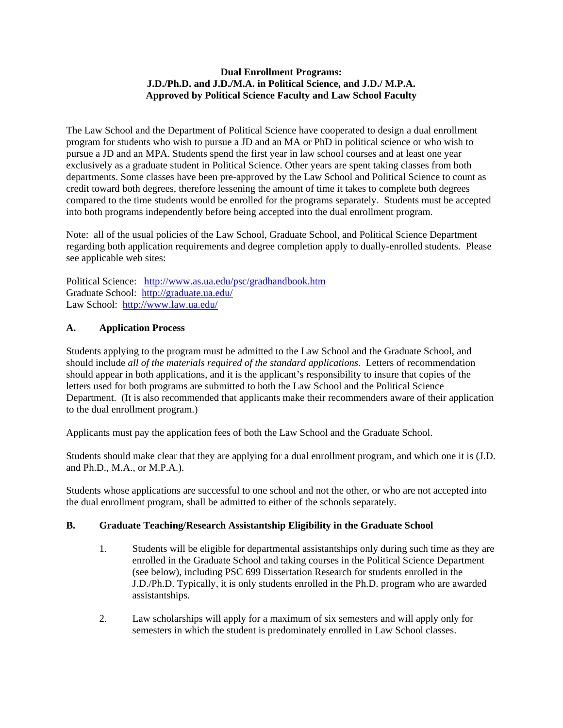**Dual Enrollment Programs:**
**J.D./Ph.D. and J.D./M.A. in Political Science, and J.D./ M.P.A.**
**Approved by Political Science Faculty and Law School Faculty**

The Law School and the Department of Political Science have cooperated to design a dual enrollment program for students who wish to pursue a JD and an MA or PhD in political science or who wish to pursue a JD and an MPA. Students spend the first year in law school courses and at least one year exclusively as a graduate student in Political Science. Other years are spent taking classes from both departments. Some classes have been pre-approved by the Law School and Political Science to count as credit toward both degrees, therefore lessening the amount of time it takes to complete both degrees compared to the time students would be enrolled for the programs separately. Students must be accepted into both programs independently before being accepted into the dual enrollment program.

Note: all of the usual policies of the Law School, Graduate School, and Political Science Department regarding both application requirements and degree completion apply to dually-enrolled students. Please see applicable web sites:

Political Science: http://www.as.ua.edu/psc/gradhandbook.htm
Graduate School: http://graduate.ua.edu/
Law School: http://www.law.ua.edu/

## A. Application Process

Students applying to the program must be admitted to the Law School and the Graduate School, and should include *all of the materials required of the standard applications*. Letters of recommendation should appear in both applications, and it is the applicant's responsibility to insure that copies of the letters used for both programs are submitted to both the Law School and the Political Science Department. (It is also recommended that applicants make their recommenders aware of their application to the dual enrollment program.)

Applicants must pay the application fees of both the Law School and the Graduate School.

Students should make clear that they are applying for a dual enrollment program, and which one it is (J.D. and Ph.D., M.A., or M.P.A.).

Students whose applications are successful to one school and not the other, or who are not accepted into the dual enrollment program, shall be admitted to either of the schools separately.

## B. Graduate Teaching/Research Assistantship Eligibility in the Graduate School

1. Students will be eligible for departmental assistantships only during such time as they are enrolled in the Graduate School and taking courses in the Political Science Department (see below), including PSC 699 Dissertation Research for students enrolled in the J.D./Ph.D. Typically, it is only students enrolled in the Ph.D. program who are awarded assistantships.

2. Law scholarships will apply for a maximum of six semesters and will apply only for semesters in which the student is predominately enrolled in Law School classes.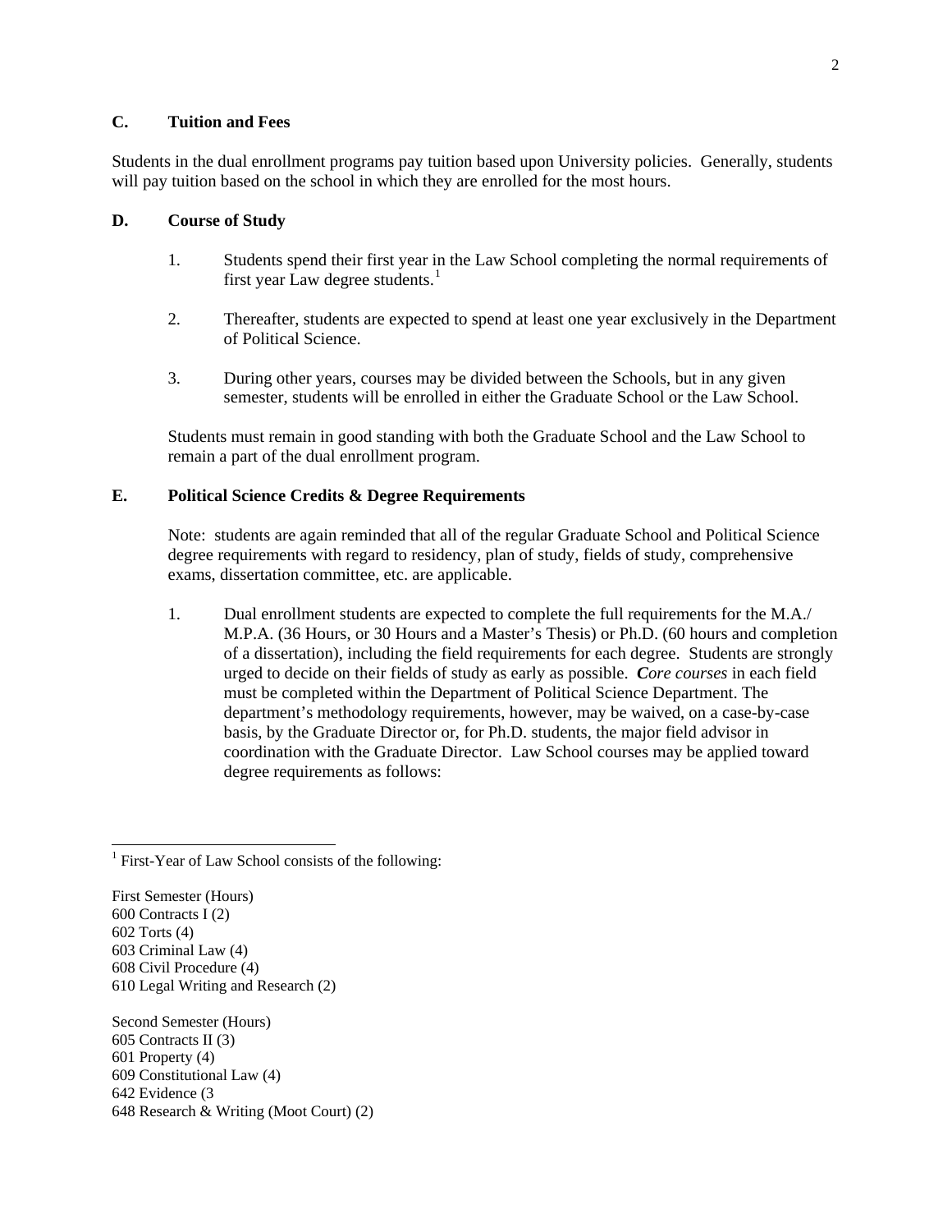### C. Tuition and Fees

Students in the dual enrollment programs pay tuition based upon University policies. Generally, students will pay tuition based on the school in which they are enrolled for the most hours.

### D. Course of Study

1. Students spend their first year in the Law School completing the normal requirements of first year Law degree students.[1]

2. Thereafter, students are expected to spend at least one year exclusively in the Department of Political Science.

3. During other years, courses may be divided between the Schools, but in any given semester, students will be enrolled in either the Graduate School or the Law School.

Students must remain in good standing with both the Graduate School and the Law School to remain a part of the dual enrollment program.

### E. Political Science Credits & Degree Requirements

Note: students are again reminded that all of the regular Graduate School and Political Science degree requirements with regard to residency, plan of study, fields of study, comprehensive exams, dissertation committee, etc. are applicable.

1. Dual enrollment students are expected to complete the full requirements for the M.A./ M.P.A. (36 Hours, or 30 Hours and a Master's Thesis) or Ph.D. (60 hours and completion of a dissertation), including the field requirements for each degree. Students are strongly urged to decide on their fields of study as early as possible. ***Core courses*** in each field must be completed within the Department of Political Science Department. The department's methodology requirements, however, may be waived, on a case-by-case basis, by the Graduate Director or, for Ph.D. students, the major field advisor in coordination with the Graduate Director. Law School courses may be applied toward degree requirements as follows:

---

[1] First-Year of Law School consists of the following:

First Semester (Hours)
600 Contracts I (2)
602 Torts (4)
603 Criminal Law (4)
608 Civil Procedure (4)
610 Legal Writing and Research (2)

Second Semester (Hours)
605 Contracts II (3)
601 Property (4)
609 Constitutional Law (4)
642 Evidence (3
648 Research & Writing (Moot Court) (2)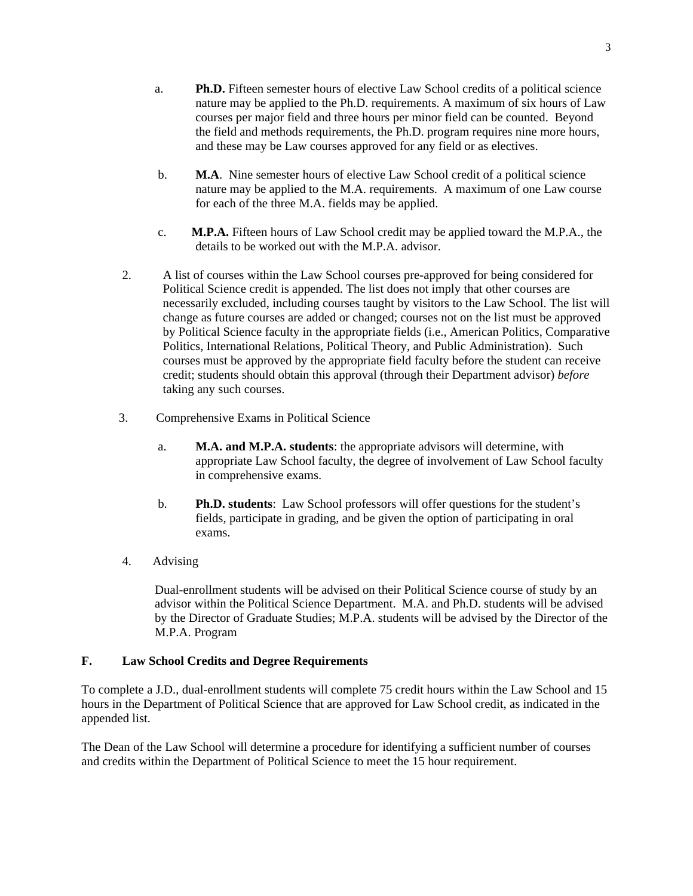a. **Ph.D.** Fifteen semester hours of elective Law School credits of a political science nature may be applied to the Ph.D. requirements. A maximum of six hours of Law courses per major field and three hours per minor field can be counted. Beyond the field and methods requirements, the Ph.D. program requires nine more hours, and these may be Law courses approved for any field or as electives.

   b. **M.A**. Nine semester hours of elective Law School credit of a political science nature may be applied to the M.A. requirements. A maximum of one Law course for each of the three M.A. fields may be applied.

   c. **M.P.A.** Fifteen hours of Law School credit may be applied toward the M.P.A., the details to be worked out with the M.P.A. advisor.

2. A list of courses within the Law School courses pre-approved for being considered for Political Science credit is appended. The list does not imply that other courses are necessarily excluded, including courses taught by visitors to the Law School. The list will change as future courses are added or changed; courses not on the list must be approved by Political Science faculty in the appropriate fields (i.e., American Politics, Comparative Politics, International Relations, Political Theory, and Public Administration). Such courses must be approved by the appropriate field faculty before the student can receive credit; students should obtain this approval (through their Department advisor) *before* taking any such courses.

3. Comprehensive Exams in Political Science

   a. **M.A. and M.P.A. students**: the appropriate advisors will determine, with appropriate Law School faculty, the degree of involvement of Law School faculty in comprehensive exams.

   b. **Ph.D. students**: Law School professors will offer questions for the student's fields, participate in grading, and be given the option of participating in oral exams.

4. Advising

   Dual-enrollment students will be advised on their Political Science course of study by an advisor within the Political Science Department. M.A. and Ph.D. students will be advised by the Director of Graduate Studies; M.P.A. students will be advised by the Director of the M.P.A. Program

## F. Law School Credits and Degree Requirements

To complete a J.D., dual-enrollment students will complete 75 credit hours within the Law School and 15 hours in the Department of Political Science that are approved for Law School credit, as indicated in the appended list.

The Dean of the Law School will determine a procedure for identifying a sufficient number of courses and credits within the Department of Political Science to meet the 15 hour requirement.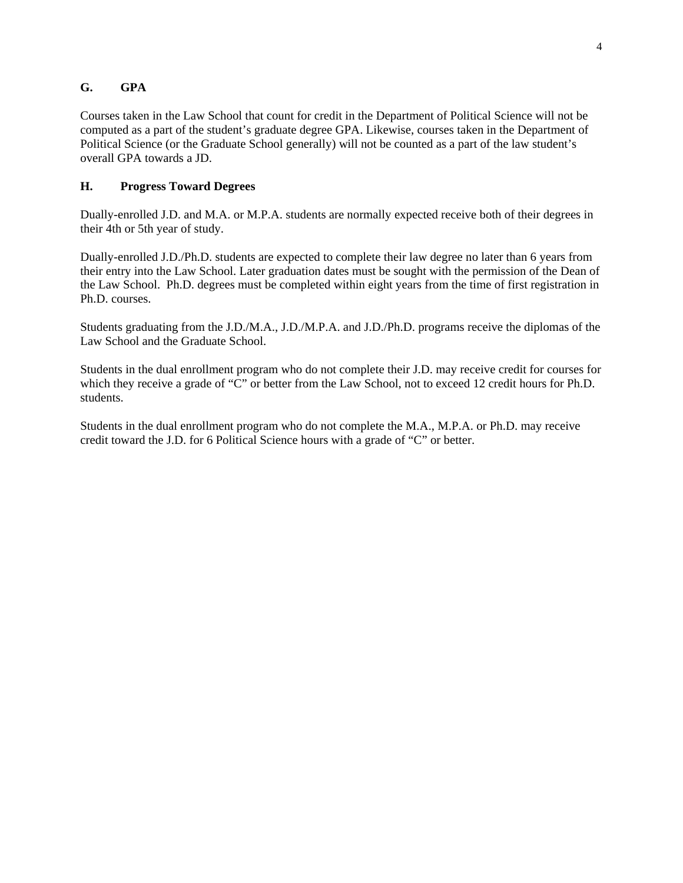## G. GPA

Courses taken in the Law School that count for credit in the Department of Political Science will not be computed as a part of the student's graduate degree GPA. Likewise, courses taken in the Department of Political Science (or the Graduate School generally) will not be counted as a part of the law student's overall GPA towards a JD.

## H. Progress Toward Degrees

Dually-enrolled J.D. and M.A. or M.P.A. students are normally expected receive both of their degrees in their 4th or 5th year of study.

Dually-enrolled J.D./Ph.D. students are expected to complete their law degree no later than 6 years from their entry into the Law School. Later graduation dates must be sought with the permission of the Dean of the Law School. Ph.D. degrees must be completed within eight years from the time of first registration in Ph.D. courses.

Students graduating from the J.D./M.A., J.D./M.P.A. and J.D./Ph.D. programs receive the diplomas of the Law School and the Graduate School.

Students in the dual enrollment program who do not complete their J.D. may receive credit for courses for which they receive a grade of "C" or better from the Law School, not to exceed 12 credit hours for Ph.D. students.

Students in the dual enrollment program who do not complete the M.A., M.P.A. or Ph.D. may receive credit toward the J.D. for 6 Political Science hours with a grade of "C" or better.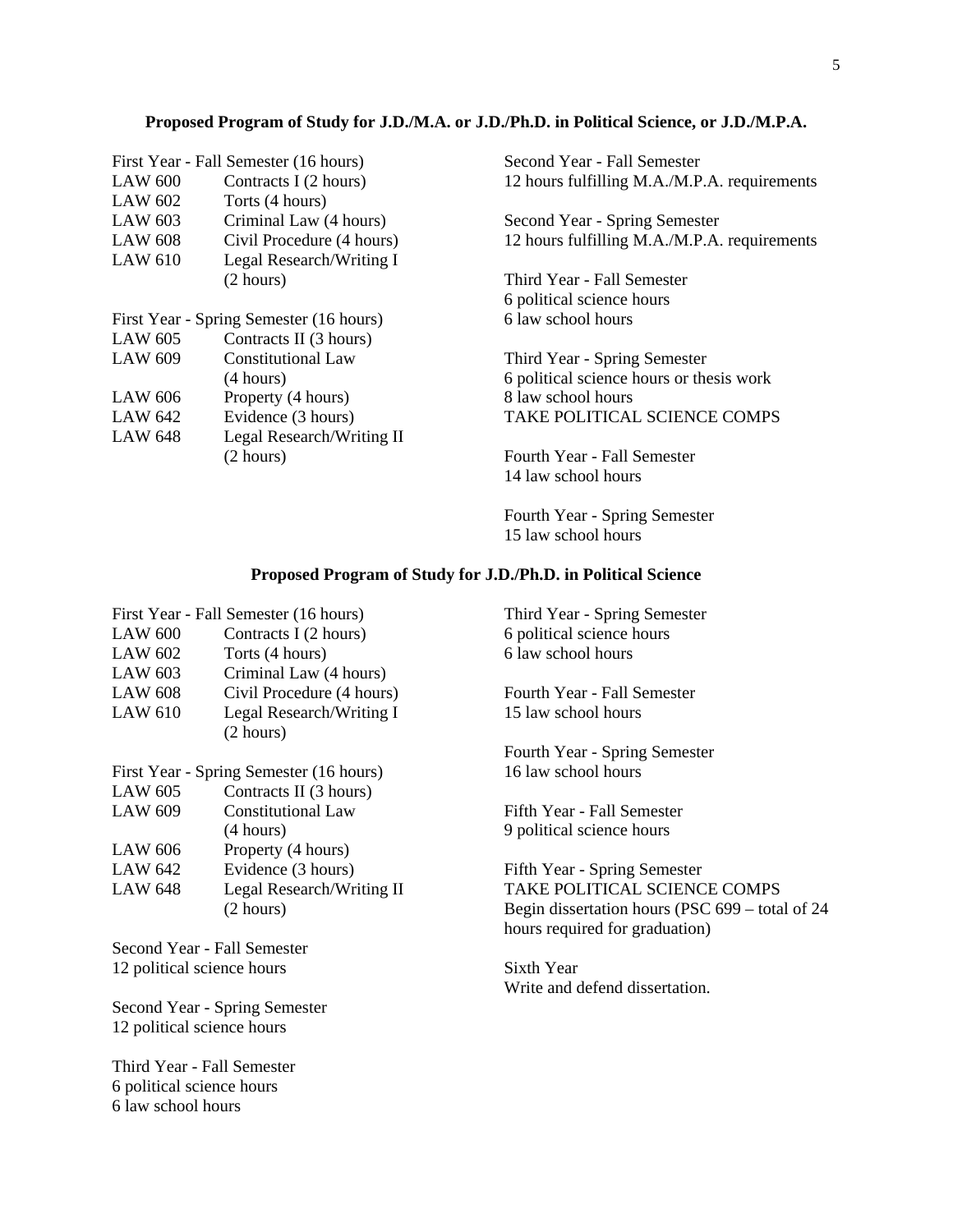## Proposed Program of Study for J.D./M.A. or J.D./Ph.D. in Political Science, or J.D./M.P.A.

First Year - Fall Semester (16 hours)

| | |
|---|---|
| LAW 600 | Contracts I (2 hours) |
| LAW 602 | Torts (4 hours) |
| LAW 603 | Criminal Law (4 hours) |
| LAW 608 | Civil Procedure (4 hours) |
| LAW 610 | Legal Research/Writing I (2 hours) |

First Year - Spring Semester (16 hours)

| | |
|---|---|
| LAW 605 | Contracts II (3 hours) |
| LAW 609 | Constitutional Law (4 hours) |
| LAW 606 | Property (4 hours) |
| LAW 642 | Evidence (3 hours) |
| LAW 648 | Legal Research/Writing II (2 hours) |

Second Year - Fall Semester
12 hours fulfilling M.A./M.P.A. requirements

Second Year - Spring Semester
12 hours fulfilling M.A./M.P.A. requirements

Third Year - Fall Semester
6 political science hours
6 law school hours

Third Year - Spring Semester
6 political science hours or thesis work
8 law school hours
TAKE POLITICAL SCIENCE COMPS

Fourth Year - Fall Semester
14 law school hours

Fourth Year - Spring Semester
15 law school hours

## Proposed Program of Study for J.D./Ph.D. in Political Science

First Year - Fall Semester (16 hours)

| | |
|---|---|
| LAW 600 | Contracts I (2 hours) |
| LAW 602 | Torts (4 hours) |
| LAW 603 | Criminal Law (4 hours) |
| LAW 608 | Civil Procedure (4 hours) |
| LAW 610 | Legal Research/Writing I (2 hours) |

First Year - Spring Semester (16 hours)

| | |
|---|---|
| LAW 605 | Contracts II (3 hours) |
| LAW 609 | Constitutional Law (4 hours) |
| LAW 606 | Property (4 hours) |
| LAW 642 | Evidence (3 hours) |
| LAW 648 | Legal Research/Writing II (2 hours) |

Second Year - Fall Semester
12 political science hours

Second Year - Spring Semester
12 political science hours

Third Year - Fall Semester
6 political science hours
6 law school hours

Third Year - Spring Semester
6 political science hours
6 law school hours

Fourth Year - Fall Semester
15 law school hours

Fourth Year - Spring Semester
16 law school hours

Fifth Year - Fall Semester
9 political science hours

Fifth Year - Spring Semester
TAKE POLITICAL SCIENCE COMPS
Begin dissertation hours (PSC 699 – total of 24 hours required for graduation)

Sixth Year
Write and defend dissertation.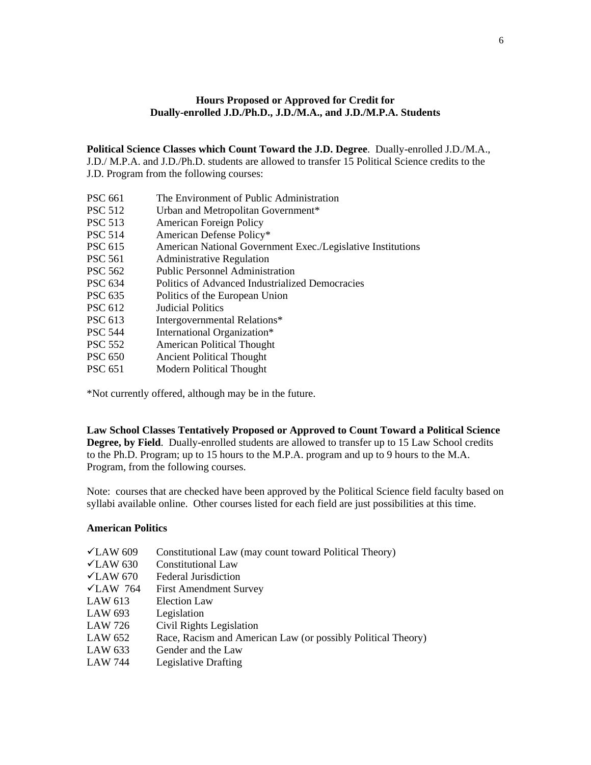## Hours Proposed or Approved for Credit for Dually-enrolled J.D./Ph.D., J.D./M.A., and J.D./M.P.A. Students

**Political Science Classes which Count Toward the J.D. Degree**. Dually-enrolled J.D./M.A., J.D./ M.P.A. and J.D./Ph.D. students are allowed to transfer 15 Political Science credits to the J.D. Program from the following courses:

| | |
|---|---|
| PSC 661 | The Environment of Public Administration |
| PSC 512 | Urban and Metropolitan Government* |
| PSC 513 | American Foreign Policy |
| PSC 514 | American Defense Policy* |
| PSC 615 | American National Government Exec./Legislative Institutions |
| PSC 561 | Administrative Regulation |
| PSC 562 | Public Personnel Administration |
| PSC 634 | Politics of Advanced Industrialized Democracies |
| PSC 635 | Politics of the European Union |
| PSC 612 | Judicial Politics |
| PSC 613 | Intergovernmental Relations* |
| PSC 544 | International Organization* |
| PSC 552 | American Political Thought |
| PSC 650 | Ancient Political Thought |
| PSC 651 | Modern Political Thought |

*Not currently offered, although may be in the future.

**Law School Classes Tentatively Proposed or Approved to Count Toward a Political Science Degree, by Field**. Dually-enrolled students are allowed to transfer up to 15 Law School credits to the Ph.D. Program; up to 15 hours to the M.P.A. program and up to 9 hours to the M.A. Program, from the following courses.

Note: courses that are checked have been approved by the Political Science field faculty based on syllabi available online. Other courses listed for each field are just possibilities at this time.

### American Politics

| | |
|---|---|
| ✓LAW 609 | Constitutional Law (may count toward Political Theory) |
| ✓LAW 630 | Constitutional Law |
| ✓LAW 670 | Federal Jurisdiction |
| ✓LAW 764 | First Amendment Survey |
| LAW 613 | Election Law |
| LAW 693 | Legislation |
| LAW 726 | Civil Rights Legislation |
| LAW 652 | Race, Racism and American Law (or possibly Political Theory) |
| LAW 633 | Gender and the Law |
| LAW 744 | Legislative Drafting |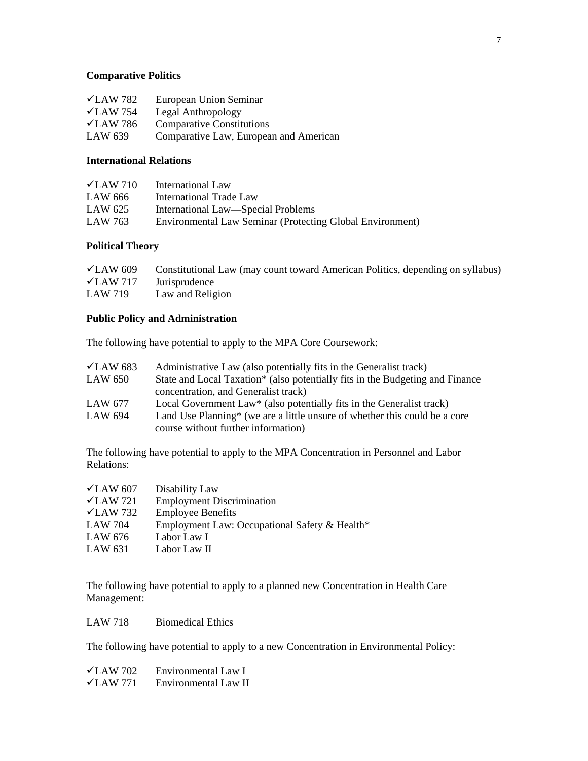**Comparative Politics**

✓LAW 782 European Union Seminar
✓LAW 754 Legal Anthropology
✓LAW 786 Comparative Constitutions
LAW 639 Comparative Law, European and American

**International Relations**

✓LAW 710 International Law
LAW 666 International Trade Law
LAW 625 International Law—Special Problems
LAW 763 Environmental Law Seminar (Protecting Global Environment)

**Political Theory**

✓LAW 609 Constitutional Law (may count toward American Politics, depending on syllabus)
✓LAW 717 Jurisprudence
LAW 719 Law and Religion

**Public Policy and Administration**

The following have potential to apply to the MPA Core Coursework:

✓LAW 683 Administrative Law (also potentially fits in the Generalist track)
LAW 650 State and Local Taxation* (also potentially fits in the Budgeting and Finance concentration, and Generalist track)
LAW 677 Local Government Law* (also potentially fits in the Generalist track)
LAW 694 Land Use Planning* (we are a little unsure of whether this could be a core course without further information)

The following have potential to apply to the MPA Concentration in Personnel and Labor Relations:

✓LAW 607 Disability Law
✓LAW 721 Employment Discrimination
✓LAW 732 Employee Benefits
LAW 704 Employment Law: Occupational Safety & Health*
LAW 676 Labor Law I
LAW 631 Labor Law II

The following have potential to apply to a planned new Concentration in Health Care Management:

LAW 718 Biomedical Ethics

The following have potential to apply to a new Concentration in Environmental Policy:

✓LAW 702 Environmental Law I
✓LAW 771 Environmental Law II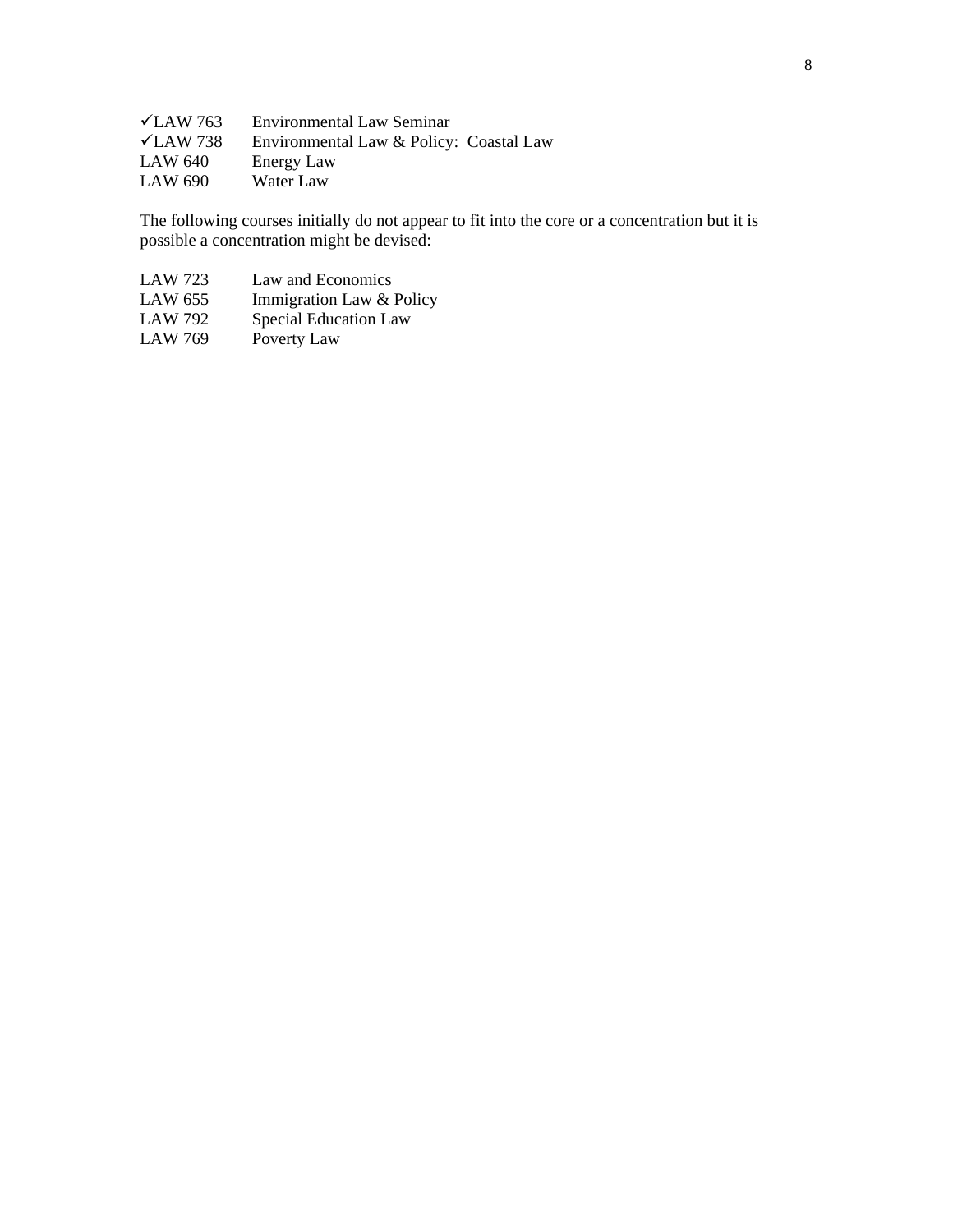✓LAW 763 Environmental Law Seminar
✓LAW 738 Environmental Law & Policy: Coastal Law
LAW 640 Energy Law
LAW 690 Water Law

The following courses initially do not appear to fit into the core or a concentration but it is possible a concentration might be devised:

LAW 723 Law and Economics
LAW 655 Immigration Law & Policy
LAW 792 Special Education Law
LAW 769 Poverty Law